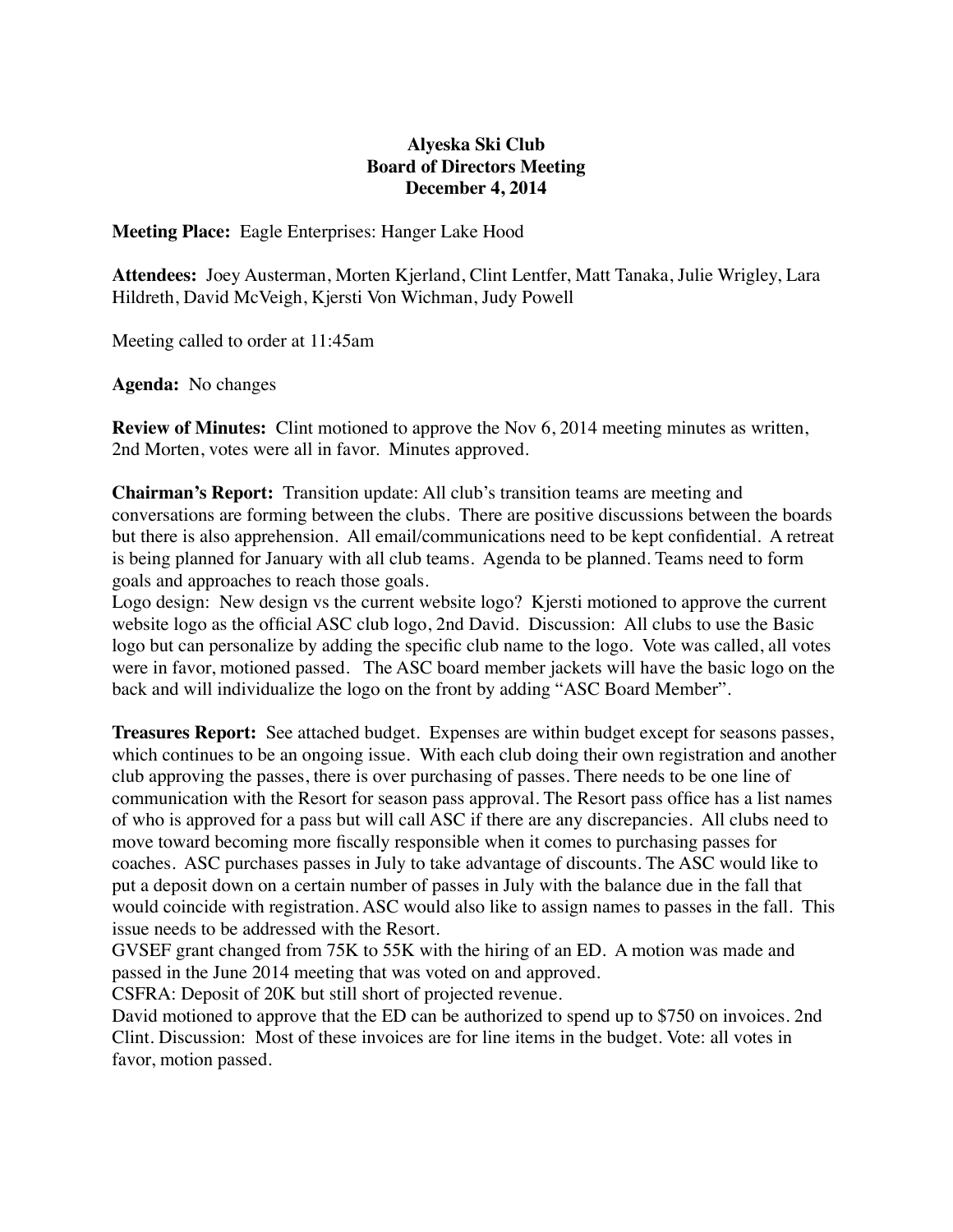**Alyeska Ski Club**
**Board of Directors Meeting**
**December 4, 2014**

**Meeting Place:** Eagle Enterprises: Hanger Lake Hood

**Attendees:** Joey Austerman, Morten Kjerland, Clint Lentfer, Matt Tanaka, Julie Wrigley, Lara Hildreth, David McVeigh, Kjersti Von Wichman, Judy Powell

Meeting called to order at 11:45am

**Agenda:** No changes

**Review of Minutes:** Clint motioned to approve the Nov 6, 2014 meeting minutes as written, 2nd Morten, votes were all in favor. Minutes approved.

**Chairman's Report:** Transition update: All club's transition teams are meeting and conversations are forming between the clubs. There are positive discussions between the boards but there is also apprehension. All email/communications need to be kept confidential. A retreat is being planned for January with all club teams. Agenda to be planned. Teams need to form goals and approaches to reach those goals.
Logo design: New design vs the current website logo? Kjersti motioned to approve the current website logo as the official ASC club logo, 2nd David. Discussion: All clubs to use the Basic logo but can personalize by adding the specific club name to the logo. Vote was called, all votes were in favor, motioned passed. The ASC board member jackets will have the basic logo on the back and will individualize the logo on the front by adding "ASC Board Member".

**Treasures Report:** See attached budget. Expenses are within budget except for seasons passes, which continues to be an ongoing issue. With each club doing their own registration and another club approving the passes, there is over purchasing of passes. There needs to be one line of communication with the Resort for season pass approval. The Resort pass office has a list names of who is approved for a pass but will call ASC if there are any discrepancies. All clubs need to move toward becoming more fiscally responsible when it comes to purchasing passes for coaches. ASC purchases passes in July to take advantage of discounts. The ASC would like to put a deposit down on a certain number of passes in July with the balance due in the fall that would coincide with registration. ASC would also like to assign names to passes in the fall. This issue needs to be addressed with the Resort.
GVSEF grant changed from 75K to 55K with the hiring of an ED. A motion was made and passed in the June 2014 meeting that was voted on and approved.
CSFRA: Deposit of 20K but still short of projected revenue.
David motioned to approve that the ED can be authorized to spend up to $750 on invoices. 2nd Clint. Discussion: Most of these invoices are for line items in the budget. Vote: all votes in favor, motion passed.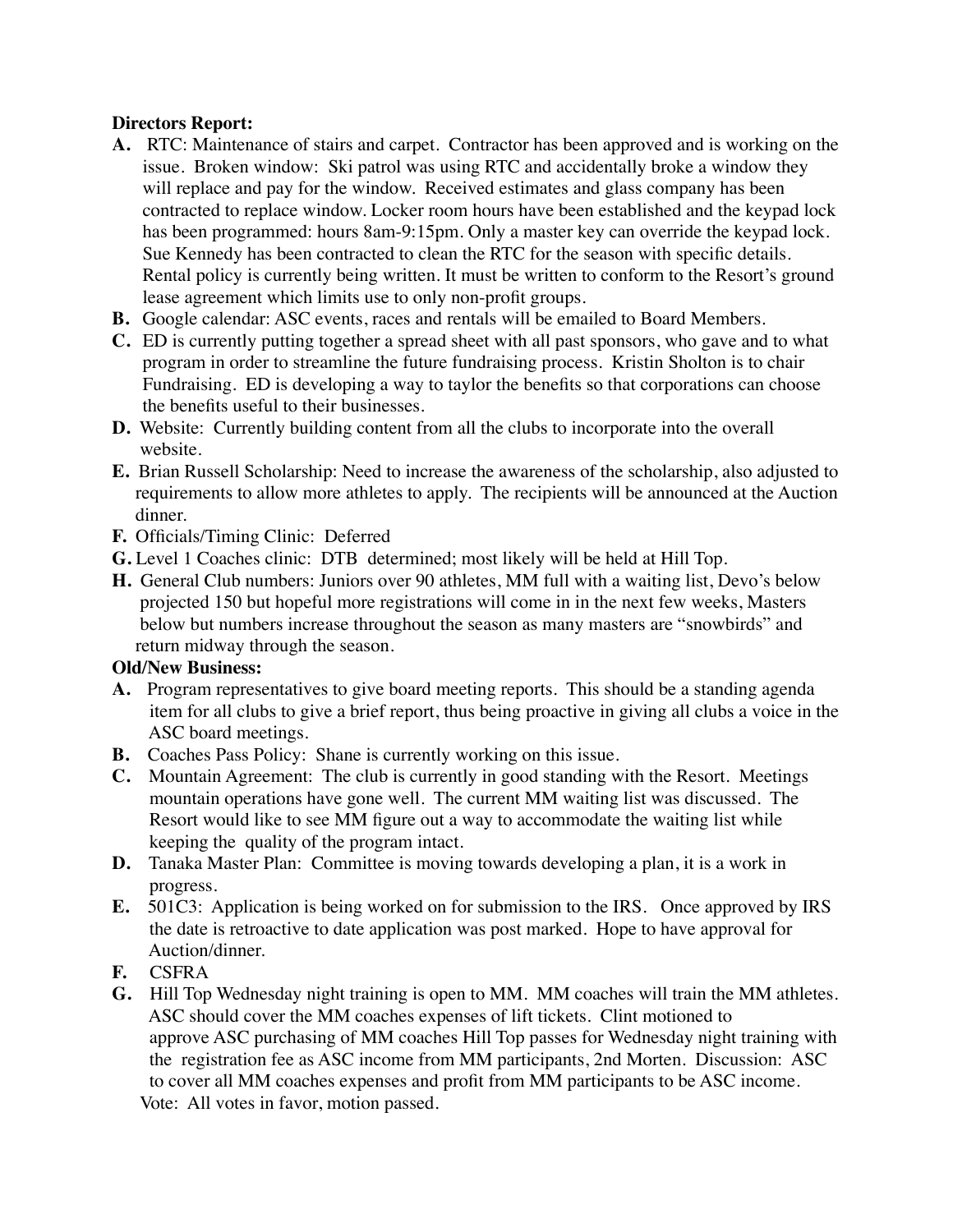**Directors Report:**

**A.** RTC: Maintenance of stairs and carpet. Contractor has been approved and is working on the issue. Broken window: Ski patrol was using RTC and accidentally broke a window they will replace and pay for the window. Received estimates and glass company has been contracted to replace window. Locker room hours have been established and the keypad lock has been programmed: hours 8am-9:15pm. Only a master key can override the keypad lock. Sue Kennedy has been contracted to clean the RTC for the season with specific details. Rental policy is currently being written. It must be written to conform to the Resort's ground lease agreement which limits use to only non-profit groups.

**B.** Google calendar: ASC events, races and rentals will be emailed to Board Members.

**C.** ED is currently putting together a spread sheet with all past sponsors, who gave and to what program in order to streamline the future fundraising process. Kristin Sholton is to chair Fundraising. ED is developing a way to taylor the benefits so that corporations can choose the benefits useful to their businesses.

**D.** Website: Currently building content from all the clubs to incorporate into the overall website.

**E.** Brian Russell Scholarship: Need to increase the awareness of the scholarship, also adjusted to requirements to allow more athletes to apply. The recipients will be announced at the Auction dinner.

**F.** Officials/Timing Clinic: Deferred

**G.** Level 1 Coaches clinic: DTB determined; most likely will be held at Hill Top.

**H.** General Club numbers: Juniors over 90 athletes, MM full with a waiting list, Devo's below projected 150 but hopeful more registrations will come in in the next few weeks, Masters below but numbers increase throughout the season as many masters are "snowbirds" and return midway through the season.

**Old/New Business:**

**A.** Program representatives to give board meeting reports. This should be a standing agenda item for all clubs to give a brief report, thus being proactive in giving all clubs a voice in the ASC board meetings.

**B.** Coaches Pass Policy: Shane is currently working on this issue.

**C.** Mountain Agreement: The club is currently in good standing with the Resort. Meetings mountain operations have gone well. The current MM waiting list was discussed. The Resort would like to see MM figure out a way to accommodate the waiting list while keeping the quality of the program intact.

**D.** Tanaka Master Plan: Committee is moving towards developing a plan, it is a work in progress.

**E.** 501C3: Application is being worked on for submission to the IRS. Once approved by IRS the date is retroactive to date application was post marked. Hope to have approval for Auction/dinner.

**F.** CSFRA

**G.** Hill Top Wednesday night training is open to MM. MM coaches will train the MM athletes. ASC should cover the MM coaches expenses of lift tickets. Clint motioned to approve ASC purchasing of MM coaches Hill Top passes for Wednesday night training with the registration fee as ASC income from MM participants, 2nd Morten. Discussion: ASC to cover all MM coaches expenses and profit from MM participants to be ASC income. Vote: All votes in favor, motion passed.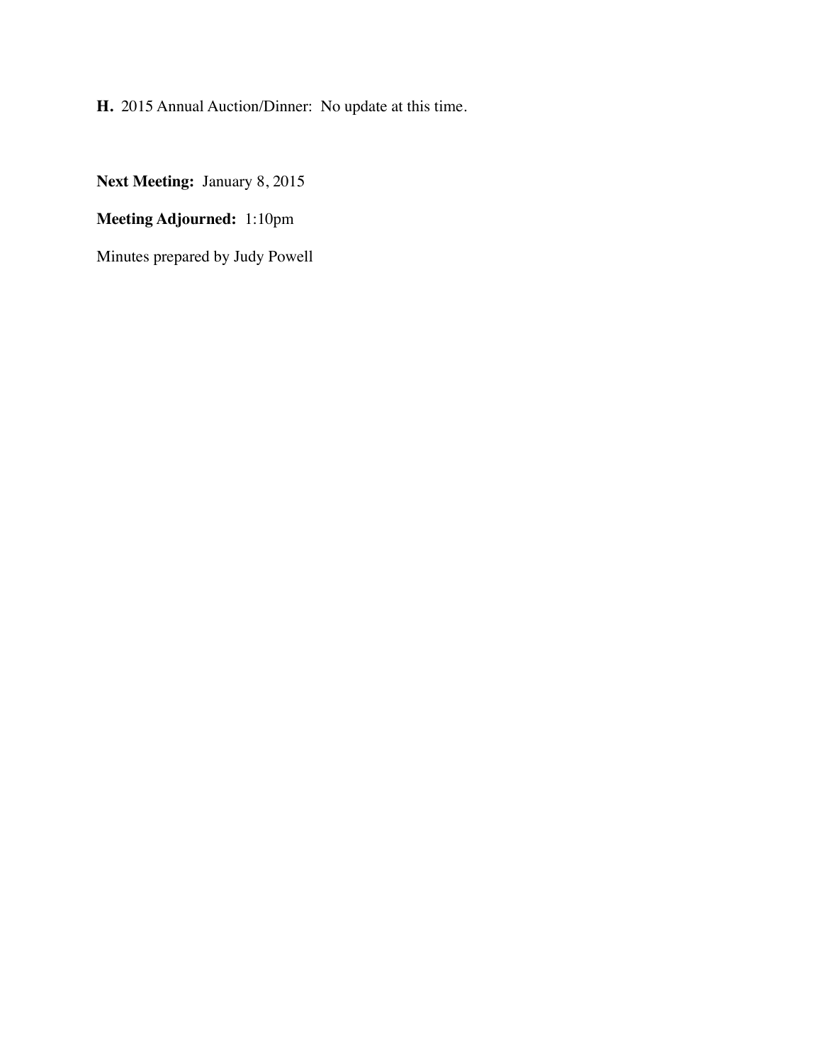**H.** 2015 Annual Auction/Dinner: No update at this time.

**Next Meeting:** January 8, 2015

**Meeting Adjourned:** 1:10pm

Minutes prepared by Judy Powell